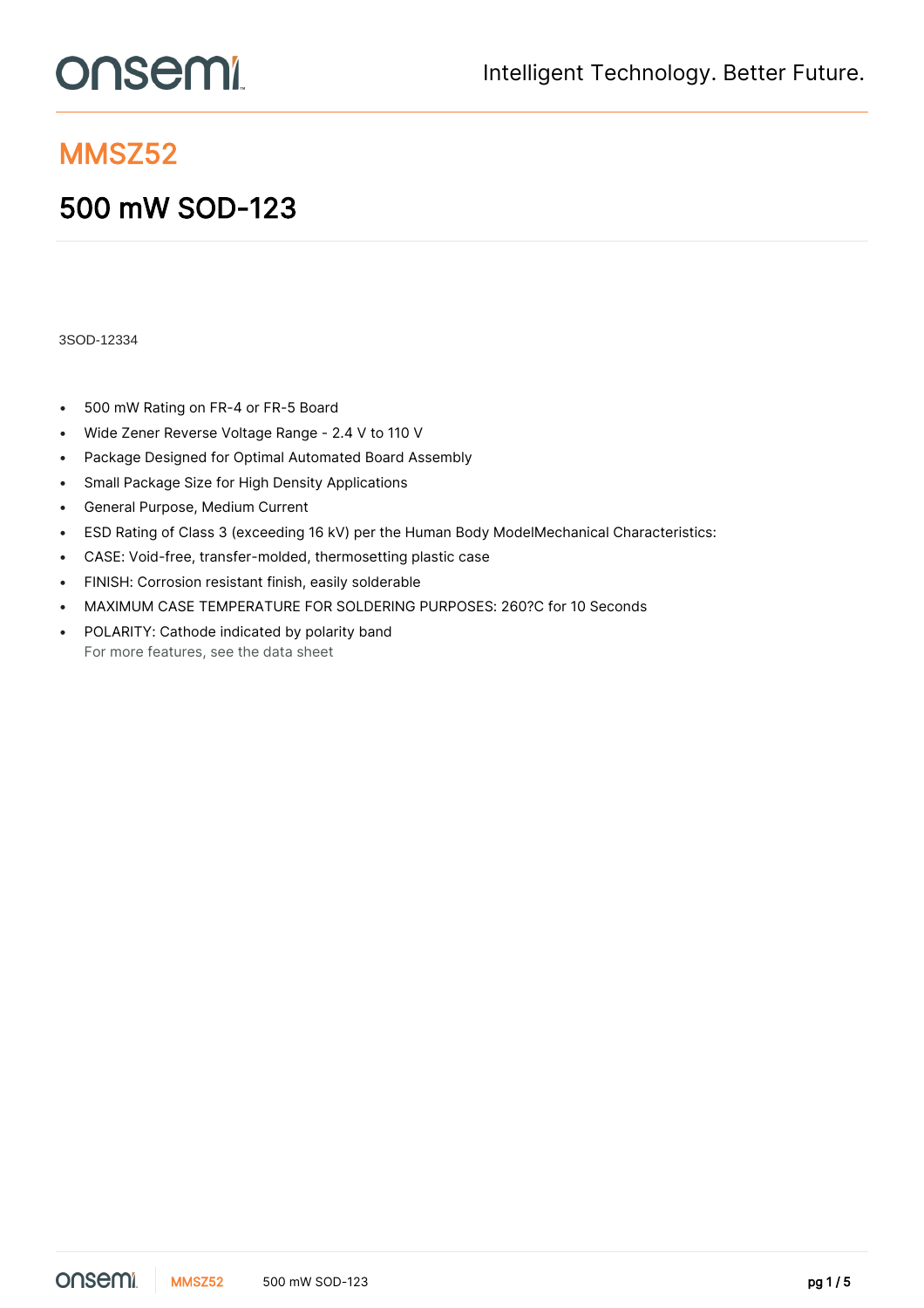# MMSZ52

## 500 mW SOD-123

3SOD-12334

- 500 mW Rating on FR-4 or FR-5 Board
- Wide Zener Reverse Voltage Range - 2.4 V to 110 V
- Package Designed for Optimal Automated Board Assembly
- Small Package Size for High Density Applications
- General Purpose, Medium Current
- ESD Rating of Class 3 (exceeding 16 kV) per the Human Body ModelMechanical Characteristics:
- CASE: Void-free, transfer-molded, thermosetting plastic case
- FINISH: Corrosion resistant finish, easily solderable
- MAXIMUM CASE TEMPERATURE FOR SOLDERING PURPOSES: 260?C for 10 Seconds
- POLARITY: Cathode indicated by polarity band

  For more features, see the data sheet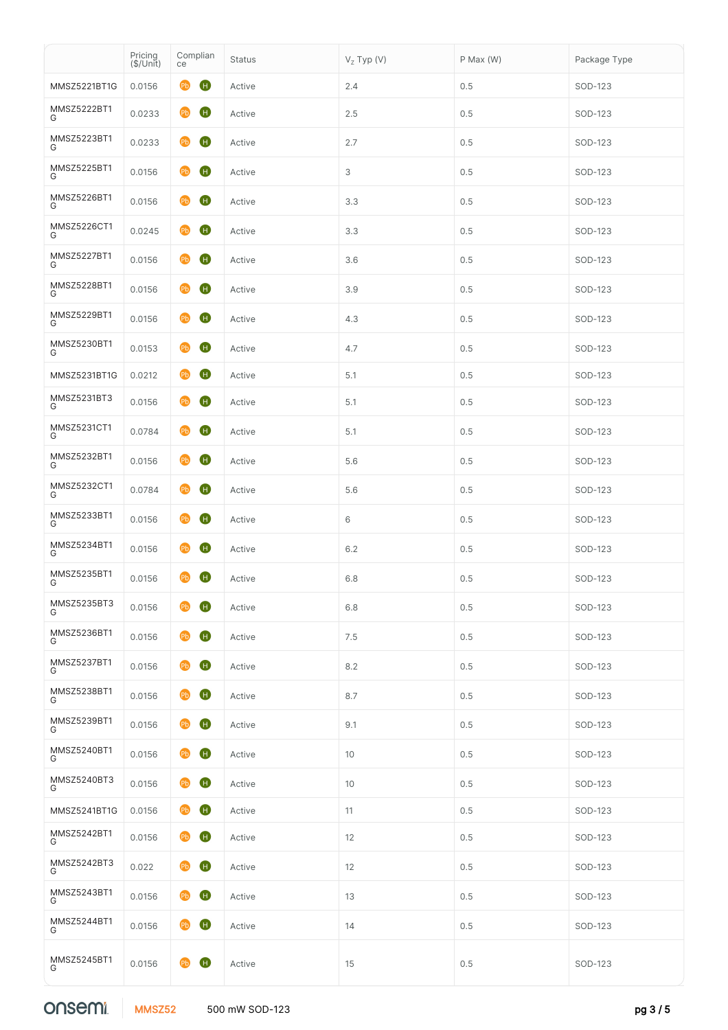| | Pricing ($/Unit) | Compliance | Status | $V_Z$ Typ (V) | P Max (W) | Package Type |
|---|---|---|---|---|---|---|
| MMSZ5221BT1G | 0.0156 | Pb H | Active | 2.4 | 0.5 | SOD-123 |
| MMSZ5222BT1G | 0.0233 | Pb H | Active | 2.5 | 0.5 | SOD-123 |
| MMSZ5223BT1G | 0.0233 | Pb H | Active | 2.7 | 0.5 | SOD-123 |
| MMSZ5225BT1G | 0.0156 | Pb H | Active | 3 | 0.5 | SOD-123 |
| MMSZ5226BT1G | 0.0156 | Pb H | Active | 3.3 | 0.5 | SOD-123 |
| MMSZ5226CT1G | 0.0245 | Pb H | Active | 3.3 | 0.5 | SOD-123 |
| MMSZ5227BT1G | 0.0156 | Pb H | Active | 3.6 | 0.5 | SOD-123 |
| MMSZ5228BT1G | 0.0156 | Pb H | Active | 3.9 | 0.5 | SOD-123 |
| MMSZ5229BT1G | 0.0156 | Pb H | Active | 4.3 | 0.5 | SOD-123 |
| MMSZ5230BT1G | 0.0153 | Pb H | Active | 4.7 | 0.5 | SOD-123 |
| MMSZ5231BT1G | 0.0212 | Pb H | Active | 5.1 | 0.5 | SOD-123 |
| MMSZ5231BT3G | 0.0156 | Pb H | Active | 5.1 | 0.5 | SOD-123 |
| MMSZ5231CT1G | 0.0784 | Pb H | Active | 5.1 | 0.5 | SOD-123 |
| MMSZ5232BT1G | 0.0156 | Pb H | Active | 5.6 | 0.5 | SOD-123 |
| MMSZ5232CT1G | 0.0784 | Pb H | Active | 5.6 | 0.5 | SOD-123 |
| MMSZ5233BT1G | 0.0156 | Pb H | Active | 6 | 0.5 | SOD-123 |
| MMSZ5234BT1G | 0.0156 | Pb H | Active | 6.2 | 0.5 | SOD-123 |
| MMSZ5235BT1G | 0.0156 | Pb H | Active | 6.8 | 0.5 | SOD-123 |
| MMSZ5235BT3G | 0.0156 | Pb H | Active | 6.8 | 0.5 | SOD-123 |
| MMSZ5236BT1G | 0.0156 | Pb H | Active | 7.5 | 0.5 | SOD-123 |
| MMSZ5237BT1G | 0.0156 | Pb H | Active | 8.2 | 0.5 | SOD-123 |
| MMSZ5238BT1G | 0.0156 | Pb H | Active | 8.7 | 0.5 | SOD-123 |
| MMSZ5239BT1G | 0.0156 | Pb H | Active | 9.1 | 0.5 | SOD-123 |
| MMSZ5240BT1G | 0.0156 | Pb H | Active | 10 | 0.5 | SOD-123 |
| MMSZ5240BT3G | 0.0156 | Pb H | Active | 10 | 0.5 | SOD-123 |
| MMSZ5241BT1G | 0.0156 | Pb H | Active | 11 | 0.5 | SOD-123 |
| MMSZ5242BT1G | 0.0156 | Pb H | Active | 12 | 0.5 | SOD-123 |
| MMSZ5242BT3G | 0.022 | Pb H | Active | 12 | 0.5 | SOD-123 |
| MMSZ5243BT1G | 0.0156 | Pb H | Active | 13 | 0.5 | SOD-123 |
| MMSZ5244BT1G | 0.0156 | Pb H | Active | 14 | 0.5 | SOD-123 |
| MMSZ5245BT1G | 0.0156 | Pb H | Active | 15 | 0.5 | SOD-123 |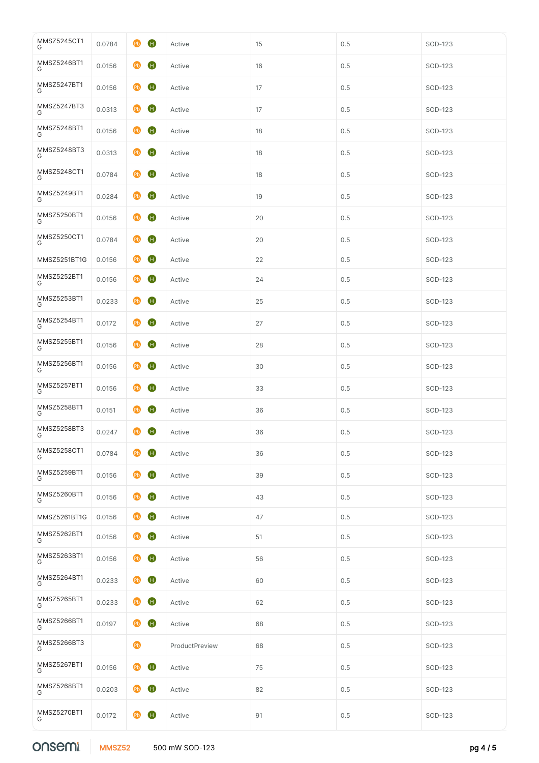| | | | | | | |
|---|---|---|---|---|---|---|
| MMSZ5245CT1G | 0.0784 | Pb H | Active | 15 | 0.5 | SOD-123 |
| MMSZ5246BT1G | 0.0156 | Pb H | Active | 16 | 0.5 | SOD-123 |
| MMSZ5247BT1G | 0.0156 | Pb H | Active | 17 | 0.5 | SOD-123 |
| MMSZ5247BT3G | 0.0313 | Pb H | Active | 17 | 0.5 | SOD-123 |
| MMSZ5248BT1G | 0.0156 | Pb H | Active | 18 | 0.5 | SOD-123 |
| MMSZ5248BT3G | 0.0313 | Pb H | Active | 18 | 0.5 | SOD-123 |
| MMSZ5248CT1G | 0.0784 | Pb H | Active | 18 | 0.5 | SOD-123 |
| MMSZ5249BT1G | 0.0284 | Pb H | Active | 19 | 0.5 | SOD-123 |
| MMSZ5250BT1G | 0.0156 | Pb H | Active | 20 | 0.5 | SOD-123 |
| MMSZ5250CT1G | 0.0784 | Pb H | Active | 20 | 0.5 | SOD-123 |
| MMSZ5251BT1G | 0.0156 | Pb H | Active | 22 | 0.5 | SOD-123 |
| MMSZ5252BT1G | 0.0156 | Pb H | Active | 24 | 0.5 | SOD-123 |
| MMSZ5253BT1G | 0.0233 | Pb H | Active | 25 | 0.5 | SOD-123 |
| MMSZ5254BT1G | 0.0172 | Pb H | Active | 27 | 0.5 | SOD-123 |
| MMSZ5255BT1G | 0.0156 | Pb H | Active | 28 | 0.5 | SOD-123 |
| MMSZ5256BT1G | 0.0156 | Pb H | Active | 30 | 0.5 | SOD-123 |
| MMSZ5257BT1G | 0.0156 | Pb H | Active | 33 | 0.5 | SOD-123 |
| MMSZ5258BT1G | 0.0151 | Pb H | Active | 36 | 0.5 | SOD-123 |
| MMSZ5258BT3G | 0.0247 | Pb H | Active | 36 | 0.5 | SOD-123 |
| MMSZ5258CT1G | 0.0784 | Pb H | Active | 36 | 0.5 | SOD-123 |
| MMSZ5259BT1G | 0.0156 | Pb H | Active | 39 | 0.5 | SOD-123 |
| MMSZ5260BT1G | 0.0156 | Pb H | Active | 43 | 0.5 | SOD-123 |
| MMSZ5261BT1G | 0.0156 | Pb H | Active | 47 | 0.5 | SOD-123 |
| MMSZ5262BT1G | 0.0156 | Pb H | Active | 51 | 0.5 | SOD-123 |
| MMSZ5263BT1G | 0.0156 | Pb H | Active | 56 | 0.5 | SOD-123 |
| MMSZ5264BT1G | 0.0233 | Pb H | Active | 60 | 0.5 | SOD-123 |
| MMSZ5265BT1G | 0.0233 | Pb H | Active | 62 | 0.5 | SOD-123 |
| MMSZ5266BT1G | 0.0197 | Pb H | Active | 68 | 0.5 | SOD-123 |
| MMSZ5266BT3G | | Pb | ProductPreview | 68 | 0.5 | SOD-123 |
| MMSZ5267BT1G | 0.0156 | Pb H | Active | 75 | 0.5 | SOD-123 |
| MMSZ5268BT1G | 0.0203 | Pb H | Active | 82 | 0.5 | SOD-123 |
| MMSZ5270BT1G | 0.0172 | Pb H | Active | 91 | 0.5 | SOD-123 |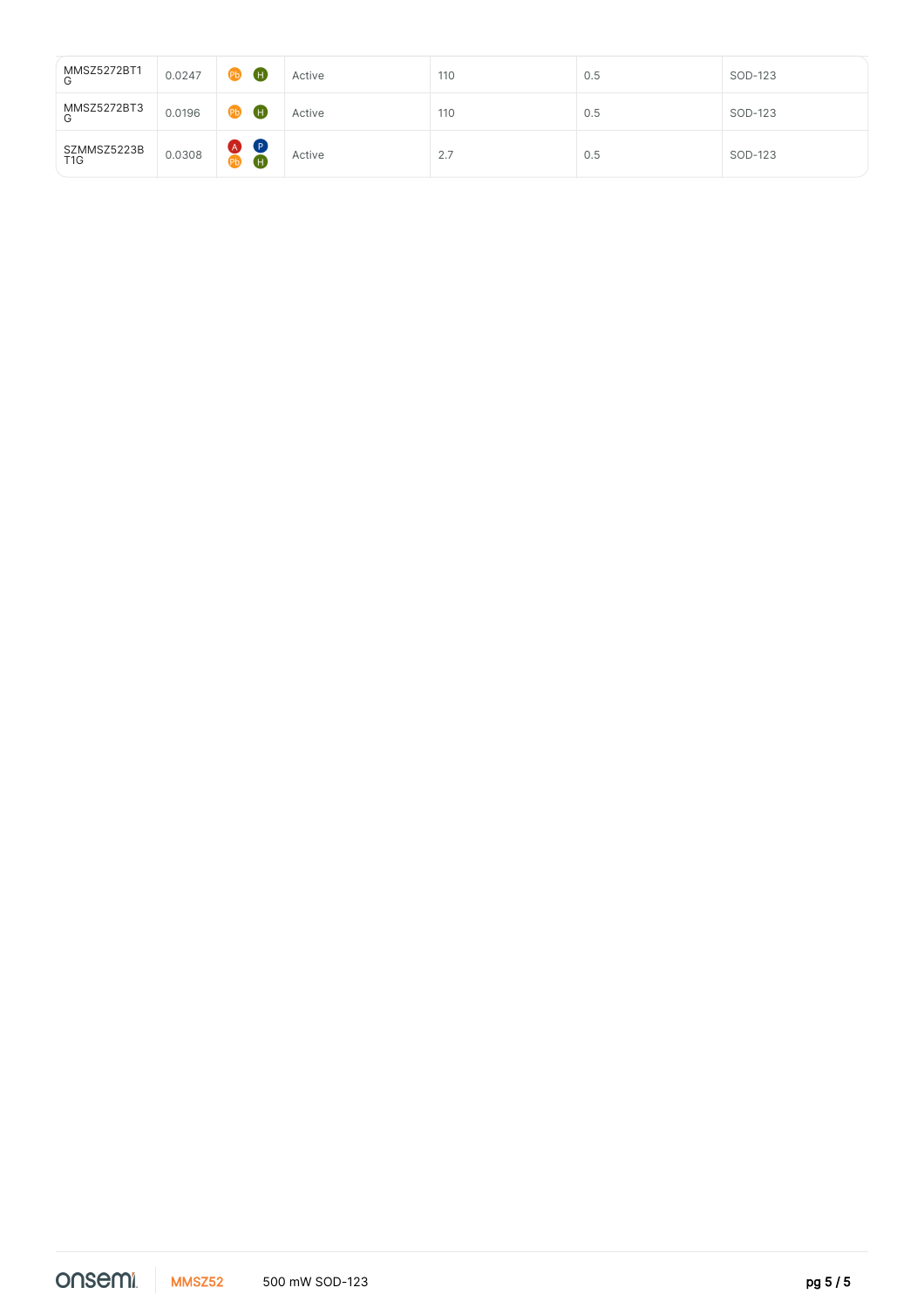| | | | | | | |
|---|---|---|---|---|---|---|
| MMSZ5272BT1G | 0.0247 | Pb H | Active | 110 | 0.5 | SOD-123 |
| MMSZ5272BT3G | 0.0196 | Pb H | Active | 110 | 0.5 | SOD-123 |
| SZMMSZ5223BT1G | 0.0308 | A P Pb H | Active | 2.7 | 0.5 | SOD-123 |